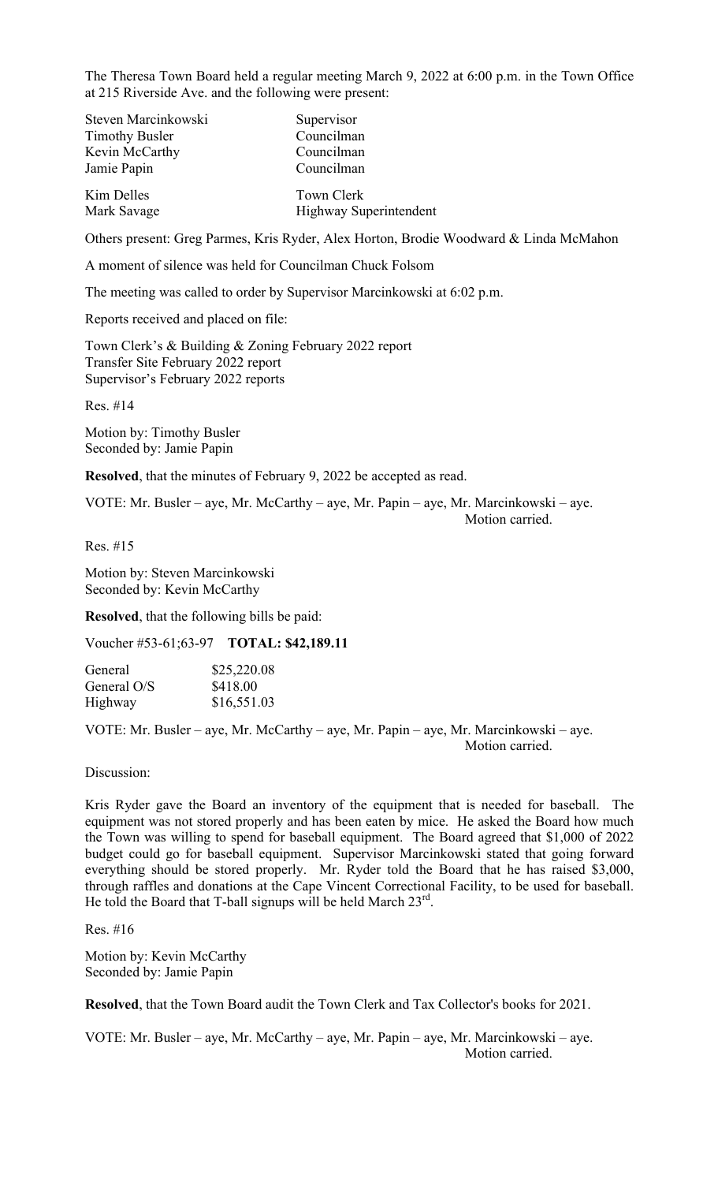The Theresa Town Board held a regular meeting March 9, 2022 at 6:00 p.m. in the Town Office at 215 Riverside Ave. and the following were present:

| | |
|---|---|
| Steven Marcinkowski | Supervisor |
| Timothy Busler | Councilman |
| Kevin McCarthy | Councilman |
| Jamie Papin | Councilman |
| Kim Delles | Town Clerk |
| Mark Savage | Highway Superintendent |

Others present: Greg Parmes, Kris Ryder, Alex Horton, Brodie Woodward & Linda McMahon

A moment of silence was held for Councilman Chuck Folsom

The meeting was called to order by Supervisor Marcinkowski at 6:02 p.m.

Reports received and placed on file:

Town Clerk's & Building & Zoning February 2022 report
Transfer Site February 2022 report
Supervisor's February 2022 reports

Res. #14

Motion by: Timothy Busler
Seconded by: Jamie Papin

**Resolved**, that the minutes of February 9, 2022 be accepted as read.

VOTE: Mr. Busler – aye, Mr. McCarthy – aye, Mr. Papin – aye, Mr. Marcinkowski – aye.
Motion carried.

Res. #15

Motion by: Steven Marcinkowski
Seconded by: Kevin McCarthy

**Resolved**, that the following bills be paid:

Voucher #53-61;63-97 **TOTAL: $42,189.11**

| | |
|---|---|
| General | $25,220.08 |
| General O/S | $418.00 |
| Highway | $16,551.03 |

VOTE: Mr. Busler – aye, Mr. McCarthy – aye, Mr. Papin – aye, Mr. Marcinkowski – aye.
Motion carried.

Discussion:

Kris Ryder gave the Board an inventory of the equipment that is needed for baseball. The equipment was not stored properly and has been eaten by mice. He asked the Board how much the Town was willing to spend for baseball equipment. The Board agreed that $1,000 of 2022 budget could go for baseball equipment. Supervisor Marcinkowski stated that going forward everything should be stored properly. Mr. Ryder told the Board that he has raised $3,000, through raffles and donations at the Cape Vincent Correctional Facility, to be used for baseball. He told the Board that T-ball signups will be held March 23rd.

Res. #16

Motion by: Kevin McCarthy
Seconded by: Jamie Papin

**Resolved**, that the Town Board audit the Town Clerk and Tax Collector's books for 2021.

VOTE: Mr. Busler – aye, Mr. McCarthy – aye, Mr. Papin – aye, Mr. Marcinkowski – aye.
Motion carried.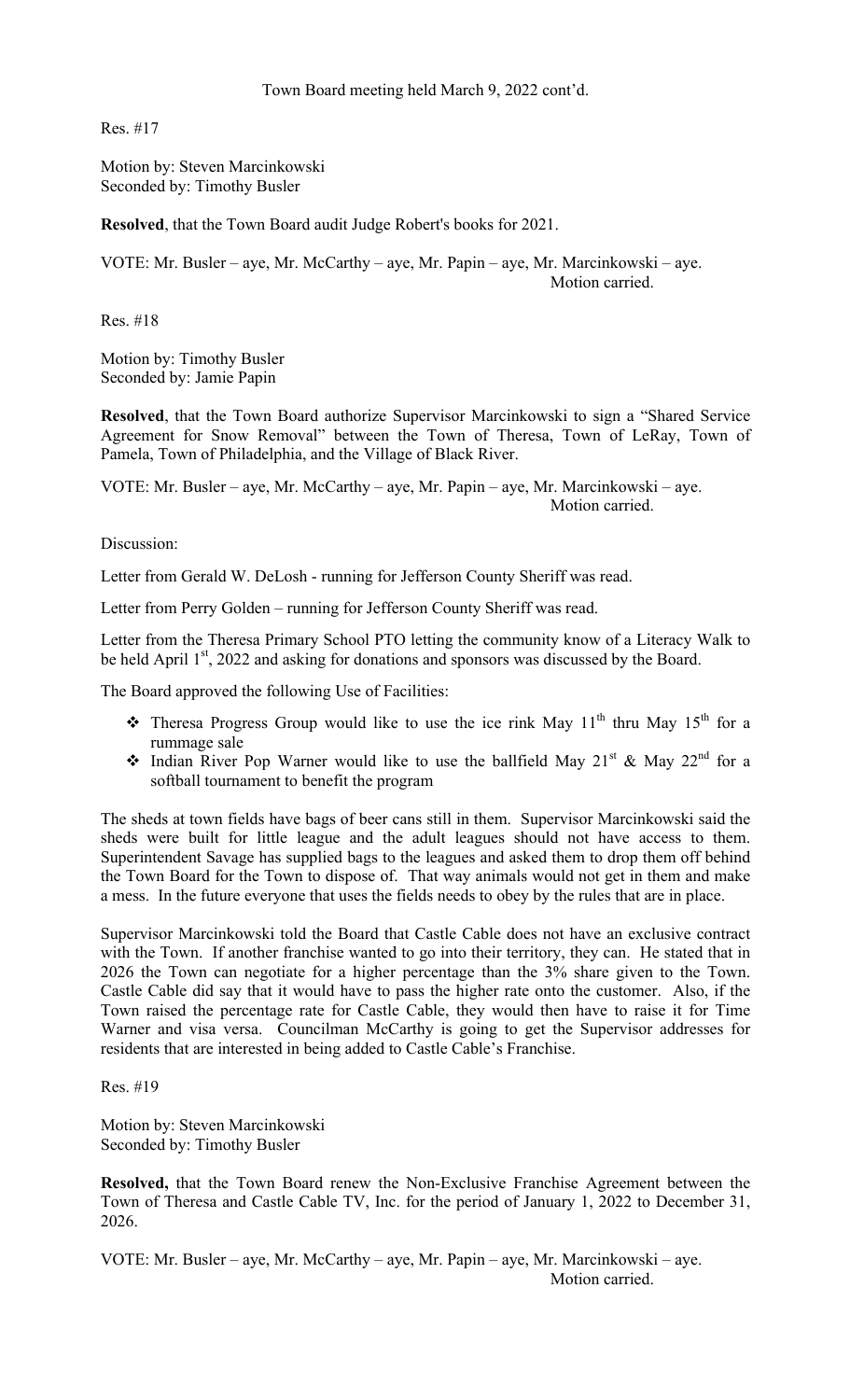Town Board meeting held March 9, 2022 cont'd.

Res. #17

Motion by: Steven Marcinkowski
Seconded by: Timothy Busler

**Resolved**, that the Town Board audit Judge Robert's books for 2021.

VOTE: Mr. Busler – aye, Mr. McCarthy – aye, Mr. Papin – aye, Mr. Marcinkowski – aye.
Motion carried.

Res. #18

Motion by: Timothy Busler
Seconded by: Jamie Papin

**Resolved**, that the Town Board authorize Supervisor Marcinkowski to sign a "Shared Service Agreement for Snow Removal" between the Town of Theresa, Town of LeRay, Town of Pamela, Town of Philadelphia, and the Village of Black River.

VOTE: Mr. Busler – aye, Mr. McCarthy – aye, Mr. Papin – aye, Mr. Marcinkowski – aye.
Motion carried.

Discussion:

Letter from Gerald W. DeLosh - running for Jefferson County Sheriff was read.

Letter from Perry Golden – running for Jefferson County Sheriff was read.

Letter from the Theresa Primary School PTO letting the community know of a Literacy Walk to be held April 1st, 2022 and asking for donations and sponsors was discussed by the Board.

The Board approved the following Use of Facilities:

- Theresa Progress Group would like to use the ice rink May 11th thru May 15th for a rummage sale
- Indian River Pop Warner would like to use the ballfield May 21st & May 22nd for a softball tournament to benefit the program

The sheds at town fields have bags of beer cans still in them. Supervisor Marcinkowski said the sheds were built for little league and the adult leagues should not have access to them. Superintendent Savage has supplied bags to the leagues and asked them to drop them off behind the Town Board for the Town to dispose of. That way animals would not get in them and make a mess. In the future everyone that uses the fields needs to obey by the rules that are in place.

Supervisor Marcinkowski told the Board that Castle Cable does not have an exclusive contract with the Town. If another franchise wanted to go into their territory, they can. He stated that in 2026 the Town can negotiate for a higher percentage than the 3% share given to the Town. Castle Cable did say that it would have to pass the higher rate onto the customer. Also, if the Town raised the percentage rate for Castle Cable, they would then have to raise it for Time Warner and visa versa. Councilman McCarthy is going to get the Supervisor addresses for residents that are interested in being added to Castle Cable's Franchise.

Res. #19

Motion by: Steven Marcinkowski
Seconded by: Timothy Busler

**Resolved,** that the Town Board renew the Non-Exclusive Franchise Agreement between the Town of Theresa and Castle Cable TV, Inc. for the period of January 1, 2022 to December 31, 2026.

VOTE: Mr. Busler – aye, Mr. McCarthy – aye, Mr. Papin – aye, Mr. Marcinkowski – aye.
Motion carried.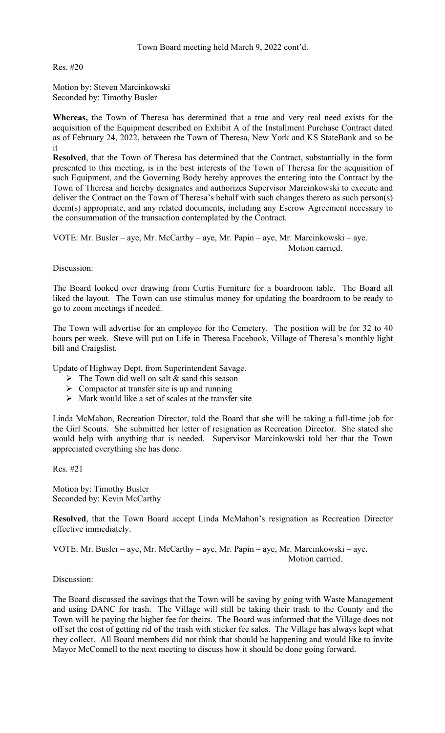Town Board meeting held March 9, 2022 cont'd.

Res. #20

Motion by: Steven Marcinkowski
Seconded by: Timothy Busler

**Whereas,** the Town of Theresa has determined that a true and very real need exists for the acquisition of the Equipment described on Exhibit A of the Installment Purchase Contract dated as of February 24, 2022, between the Town of Theresa, New York and KS StateBank and so be it

**Resolved**, that the Town of Theresa has determined that the Contract, substantially in the form presented to this meeting, is in the best interests of the Town of Theresa for the acquisition of such Equipment, and the Governing Body hereby approves the entering into the Contract by the Town of Theresa and hereby designates and authorizes Supervisor Marcinkowski to execute and deliver the Contract on the Town of Theresa's behalf with such changes thereto as such person(s) deem(s) appropriate, and any related documents, including any Escrow Agreement necessary to the consummation of the transaction contemplated by the Contract.

VOTE: Mr. Busler – aye, Mr. McCarthy – aye, Mr. Papin – aye, Mr. Marcinkowski – aye.
Motion carried.

Discussion:

The Board looked over drawing from Curtis Furniture for a boardroom table. The Board all liked the layout. The Town can use stimulus money for updating the boardroom to be ready to go to zoom meetings if needed.

The Town will advertise for an employee for the Cemetery. The position will be for 32 to 40 hours per week. Steve will put on Life in Theresa Facebook, Village of Theresa's monthly light bill and Craigslist.

Update of Highway Dept. from Superintendent Savage.

- The Town did well on salt & sand this season
- Compactor at transfer site is up and running
- Mark would like a set of scales at the transfer site

Linda McMahon, Recreation Director, told the Board that she will be taking a full-time job for the Girl Scouts. She submitted her letter of resignation as Recreation Director. She stated she would help with anything that is needed. Supervisor Marcinkowski told her that the Town appreciated everything she has done.

Res. #21

Motion by: Timothy Busler
Seconded by: Kevin McCarthy

**Resolved**, that the Town Board accept Linda McMahon's resignation as Recreation Director effective immediately.

VOTE: Mr. Busler – aye, Mr. McCarthy – aye, Mr. Papin – aye, Mr. Marcinkowski – aye.
Motion carried.

Discussion:

The Board discussed the savings that the Town will be saving by going with Waste Management and using DANC for trash. The Village will still be taking their trash to the County and the Town will be paying the higher fee for theirs. The Board was informed that the Village does not off set the cost of getting rid of the trash with sticker fee sales. The Village has always kept what they collect. All Board members did not think that should be happening and would like to invite Mayor McConnell to the next meeting to discuss how it should be done going forward.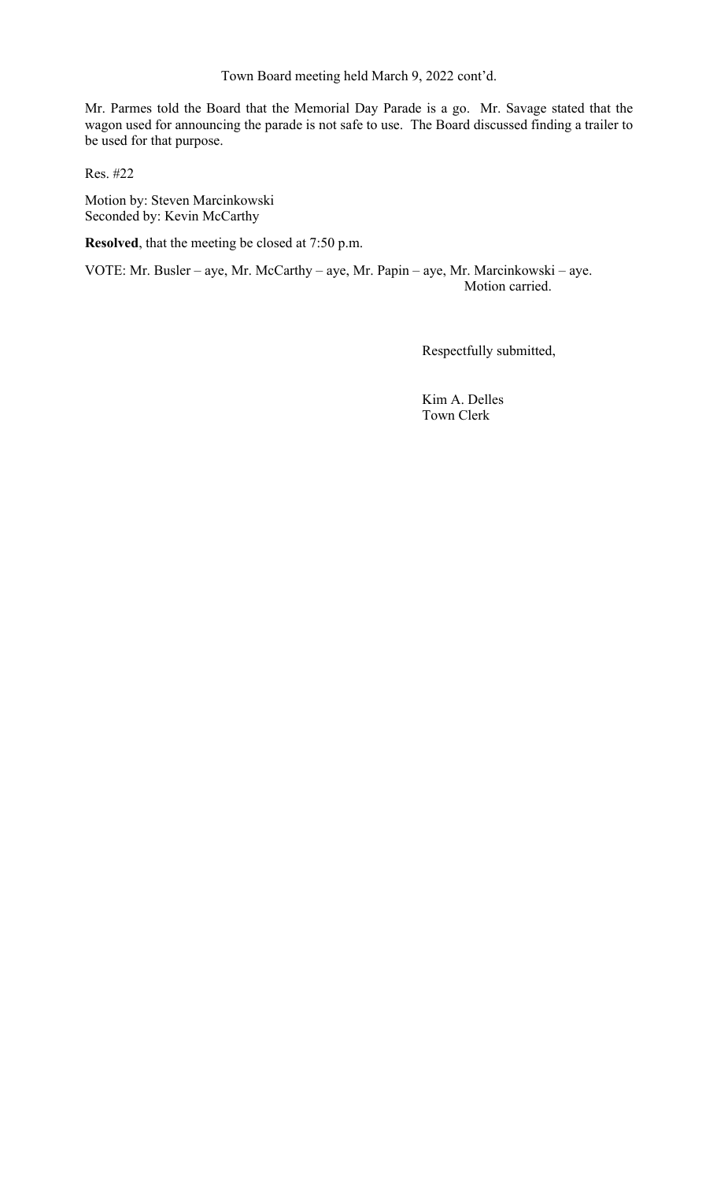Town Board meeting held March 9, 2022 cont'd.

Mr. Parmes told the Board that the Memorial Day Parade is a go. Mr. Savage stated that the wagon used for announcing the parade is not safe to use. The Board discussed finding a trailer to be used for that purpose.

Res. #22

Motion by: Steven Marcinkowski
Seconded by: Kevin McCarthy

**Resolved**, that the meeting be closed at 7:50 p.m.

VOTE: Mr. Busler – aye, Mr. McCarthy – aye, Mr. Papin – aye, Mr. Marcinkowski – aye.
Motion carried.

Respectfully submitted,

Kim A. Delles
Town Clerk